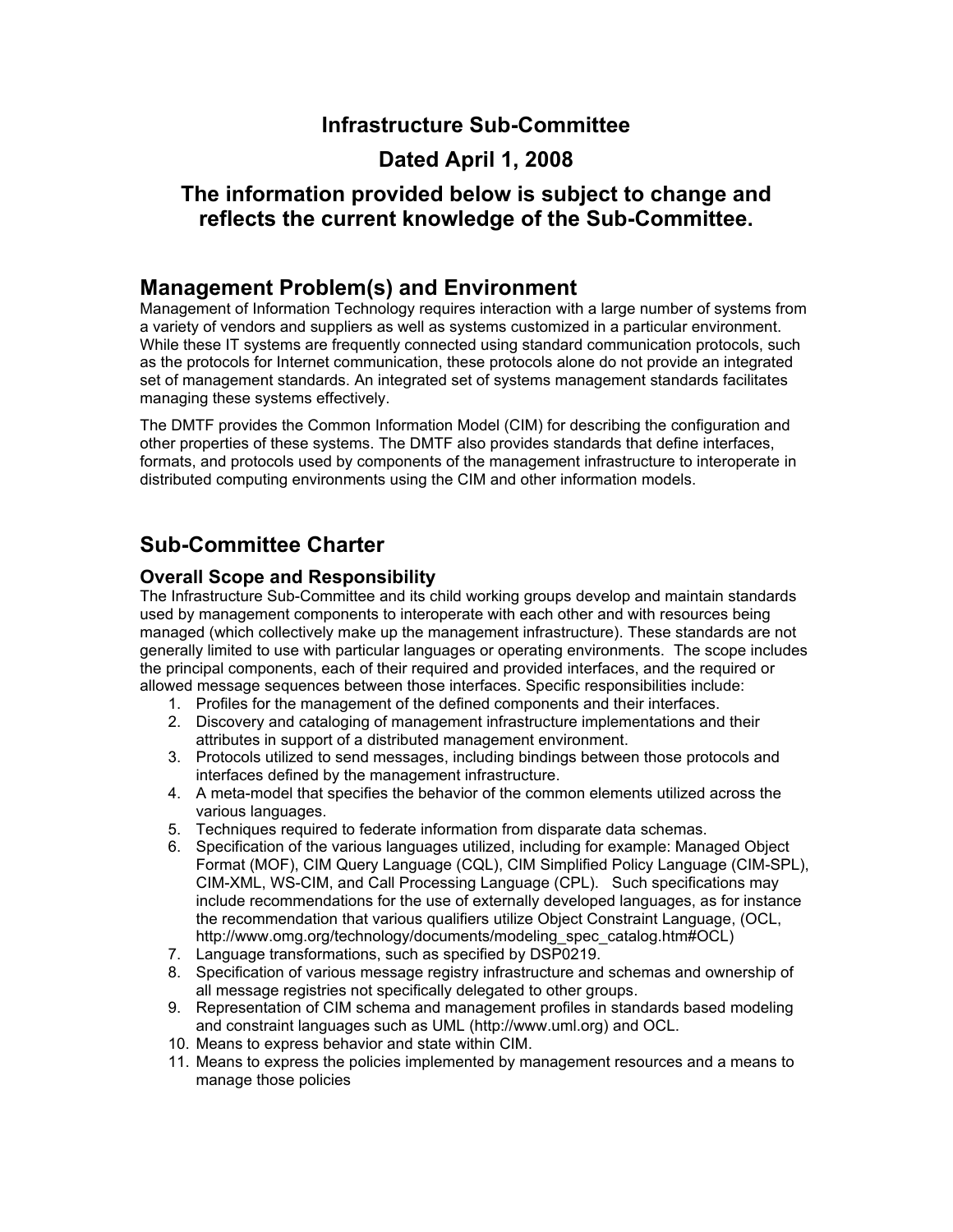# Infrastructure Sub-Committee

# Dated April 1, 2008

# The information provided below is subject to change and reflects the current knowledge of the Sub-Committee.

## Management Problem(s) and Environment

Management of Information Technology requires interaction with a large number of systems from a variety of vendors and suppliers as well as systems customized in a particular environment. While these IT systems are frequently connected using standard communication protocols, such as the protocols for Internet communication, these protocols alone do not provide an integrated set of management standards. An integrated set of systems management standards facilitates managing these systems effectively.

The DMTF provides the Common Information Model (CIM) for describing the configuration and other properties of these systems. The DMTF also provides standards that define interfaces, formats, and protocols used by components of the management infrastructure to interoperate in distributed computing environments using the CIM and other information models.

## Sub-Committee Charter

### Overall Scope and Responsibility

The Infrastructure Sub-Committee and its child working groups develop and maintain standards used by management components to interoperate with each other and with resources being managed (which collectively make up the management infrastructure). These standards are not generally limited to use with particular languages or operating environments. The scope includes the principal components, each of their required and provided interfaces, and the required or allowed message sequences between those interfaces. Specific responsibilities include:

1. Profiles for the management of the defined components and their interfaces.
2. Discovery and cataloging of management infrastructure implementations and their attributes in support of a distributed management environment.
3. Protocols utilized to send messages, including bindings between those protocols and interfaces defined by the management infrastructure.
4. A meta-model that specifies the behavior of the common elements utilized across the various languages.
5. Techniques required to federate information from disparate data schemas.
6. Specification of the various languages utilized, including for example: Managed Object Format (MOF), CIM Query Language (CQL), CIM Simplified Policy Language (CIM-SPL), CIM-XML, WS-CIM, and Call Processing Language (CPL). Such specifications may include recommendations for the use of externally developed languages, as for instance the recommendation that various qualifiers utilize Object Constraint Language, (OCL, http://www.omg.org/technology/documents/modeling_spec_catalog.htm#OCL)
7. Language transformations, such as specified by DSP0219.
8. Specification of various message registry infrastructure and schemas and ownership of all message registries not specifically delegated to other groups.
9. Representation of CIM schema and management profiles in standards based modeling and constraint languages such as UML (http://www.uml.org) and OCL.
10. Means to express behavior and state within CIM.
11. Means to express the policies implemented by management resources and a means to manage those policies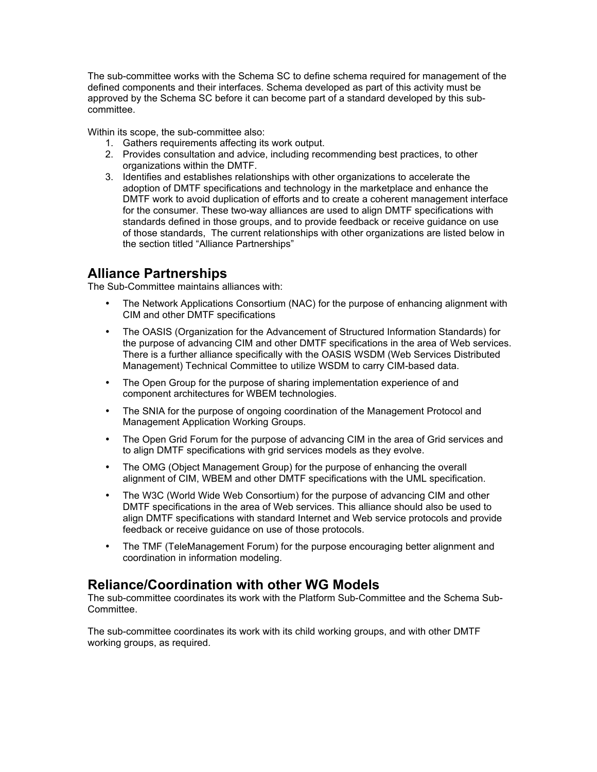The sub-committee works with the Schema SC to define schema required for management of the defined components and their interfaces. Schema developed as part of this activity must be approved by the Schema SC before it can become part of a standard developed by this sub-committee.

Within its scope, the sub-committee also:

1. Gathers requirements affecting its work output.
2. Provides consultation and advice, including recommending best practices, to other organizations within the DMTF.
3. Identifies and establishes relationships with other organizations to accelerate the adoption of DMTF specifications and technology in the marketplace and enhance the DMTF work to avoid duplication of efforts and to create a coherent management interface for the consumer. These two-way alliances are used to align DMTF specifications with standards defined in those groups, and to provide feedback or receive guidance on use of those standards,  The current relationships with other organizations are listed below in the section titled "Alliance Partnerships"

## Alliance Partnerships

The Sub-Committee maintains alliances with:

- The Network Applications Consortium (NAC) for the purpose of enhancing alignment with CIM and other DMTF specifications
- The OASIS (Organization for the Advancement of Structured Information Standards) for the purpose of advancing CIM and other DMTF specifications in the area of Web services. There is a further alliance specifically with the OASIS WSDM (Web Services Distributed Management) Technical Committee to utilize WSDM to carry CIM-based data.
- The Open Group for the purpose of sharing implementation experience of and component architectures for WBEM technologies.
- The SNIA for the purpose of ongoing coordination of the Management Protocol and Management Application Working Groups.
- The Open Grid Forum for the purpose of advancing CIM in the area of Grid services and to align DMTF specifications with grid services models as they evolve.
- The OMG (Object Management Group) for the purpose of enhancing the overall alignment of CIM, WBEM and other DMTF specifications with the UML specification.
- The W3C (World Wide Web Consortium) for the purpose of advancing CIM and other DMTF specifications in the area of Web services. This alliance should also be used to align DMTF specifications with standard Internet and Web service protocols and provide feedback or receive guidance on use of those protocols.
- The TMF (TeleManagement Forum) for the purpose encouraging better alignment and coordination in information modeling.

## Reliance/Coordination with other WG Models

The sub-committee coordinates its work with the Platform Sub-Committee and the Schema Sub-Committee.

The sub-committee coordinates its work with its child working groups, and with other DMTF working groups, as required.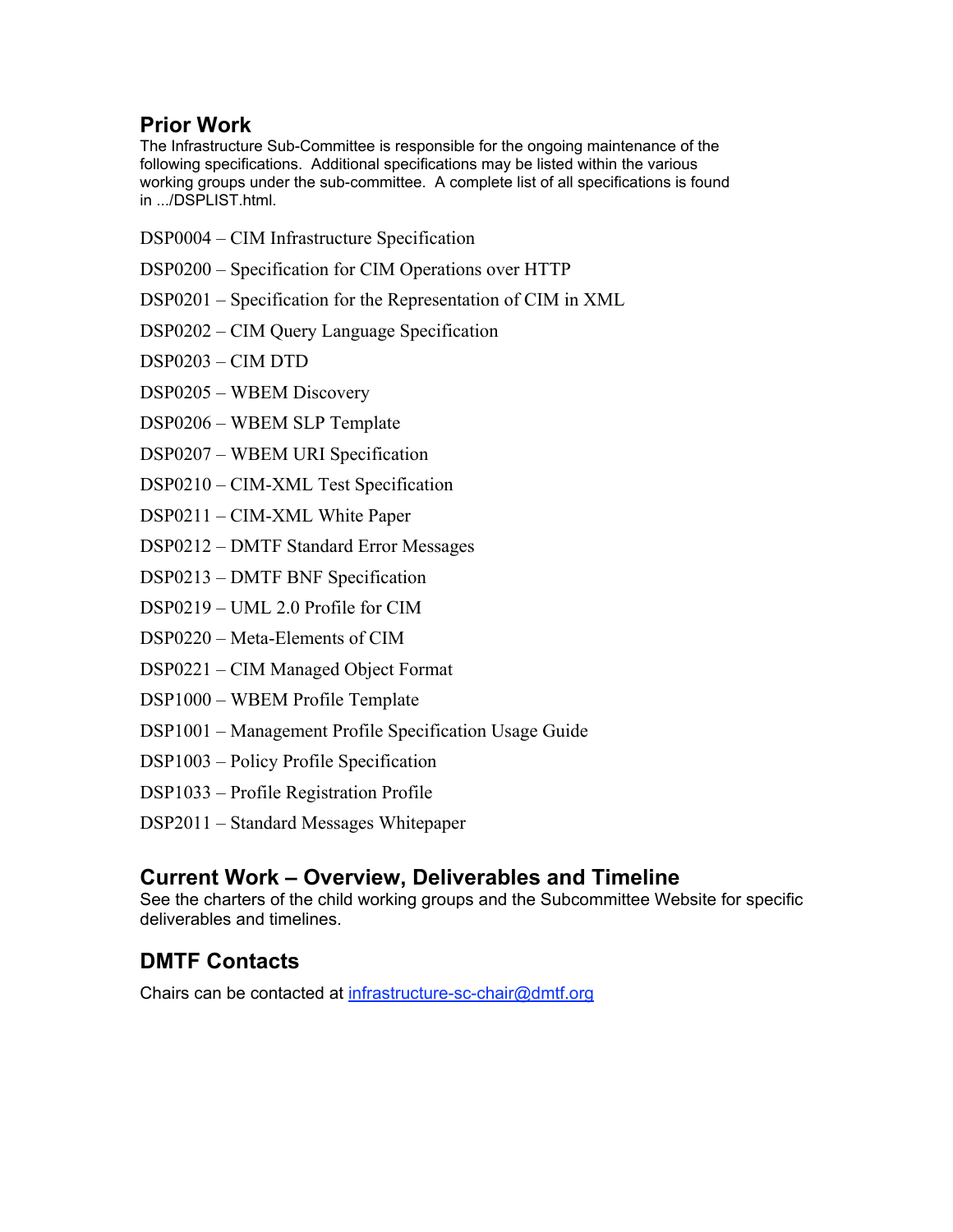## Prior Work

The Infrastructure Sub-Committee is responsible for the ongoing maintenance of the following specifications. Additional specifications may be listed within the various working groups under the sub-committee. A complete list of all specifications is found in .../DSPLIST.html.

DSP0004 – CIM Infrastructure Specification

DSP0200 – Specification for CIM Operations over HTTP

DSP0201 – Specification for the Representation of CIM in XML

DSP0202 – CIM Query Language Specification

DSP0203 – CIM DTD

DSP0205 – WBEM Discovery

DSP0206 – WBEM SLP Template

DSP0207 – WBEM URI Specification

DSP0210 – CIM-XML Test Specification

DSP0211 – CIM-XML White Paper

DSP0212 – DMTF Standard Error Messages

DSP0213 – DMTF BNF Specification

DSP0219 – UML 2.0 Profile for CIM

DSP0220 – Meta-Elements of CIM

DSP0221 – CIM Managed Object Format

DSP1000 – WBEM Profile Template

DSP1001 – Management Profile Specification Usage Guide

DSP1003 – Policy Profile Specification

DSP1033 – Profile Registration Profile

DSP2011 – Standard Messages Whitepaper

## Current Work – Overview, Deliverables and Timeline

See the charters of the child working groups and the Subcommittee Website for specific deliverables and timelines.

## DMTF Contacts

Chairs can be contacted at infrastructure-sc-chair@dmtf.org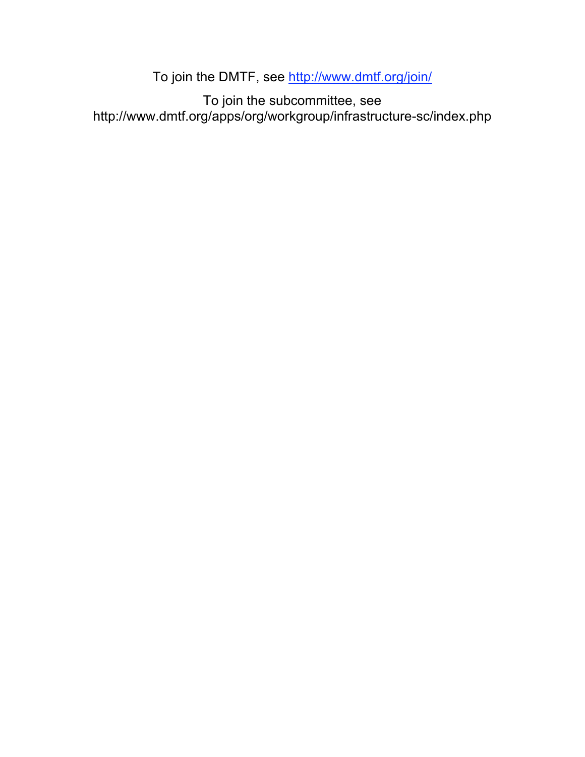To join the DMTF, see [http://www.dmtf.org/join/](http://www.dmtf.org/join/)

To join the subcommittee, see
http://www.dmtf.org/apps/org/workgroup/infrastructure-sc/index.php